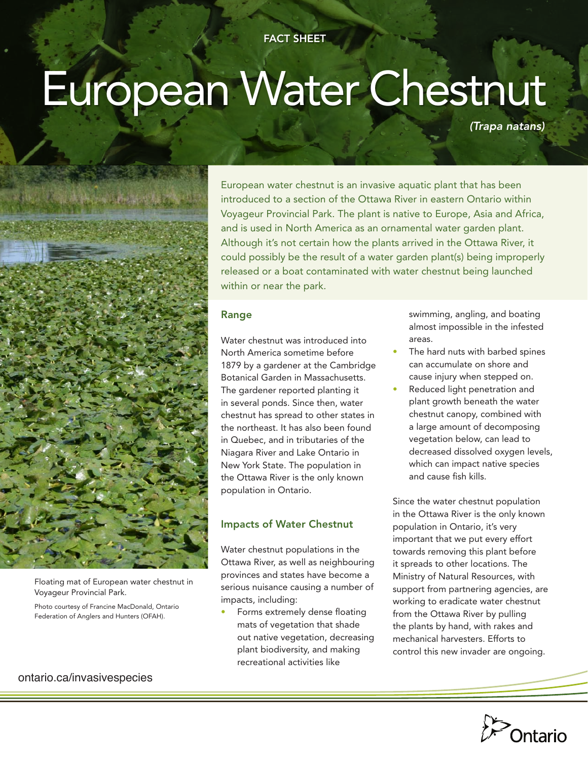FACT SHEET

# European Water Chestnut

*(Trapa natans)*

European water chestnut is an invasive aquatic plant that has been introduced to a section of the Ottawa River in eastern Ontario within Voyageur Provincial Park. The plant is native to Europe, Asia and Africa, and is used in North America as an ornamental water garden plant. Although it's not certain how the plants arrived in the Ottawa River, it could possibly be the result of a water garden plant(s) being improperly released or a boat contaminated with water chestnut being launched within or near the park.

Floating mat of European water chestnut in Voyageur Provincial Park.

Photo courtesy of Francine MacDonald, Ontario Federation of Anglers and Hunters (OFAH).

## Range

Water chestnut was introduced into North America sometime before 1879 by a gardener at the Cambridge Botanical Garden in Massachusetts. The gardener reported planting it in several ponds. Since then, water chestnut has spread to other states in the northeast. It has also been found in Quebec, and in tributaries of the Niagara River and Lake Ontario in New York State. The population in the Ottawa River is the only known population in Ontario.

## Impacts of Water Chestnut

Water chestnut populations in the Ottawa River, as well as neighbouring provinces and states have become a serious nuisance causing a number of impacts, including:

- Forms extremely dense floating mats of vegetation that shade out native vegetation, decreasing plant biodiversity, and making recreational activities like swimming, angling, and boating almost impossible in the infested areas.
- The hard nuts with barbed spines can accumulate on shore and cause injury when stepped on.
- Reduced light penetration and plant growth beneath the water chestnut canopy, combined with a large amount of decomposing vegetation below, can lead to decreased dissolved oxygen levels, which can impact native species and cause fish kills.

Since the water chestnut population in the Ottawa River is the only known population in Ontario, it's very important that we put every effort towards removing this plant before it spreads to other locations. The Ministry of Natural Resources, with support from partnering agencies, are working to eradicate water chestnut from the Ottawa River by pulling the plants by hand, with rakes and mechanical harvesters. Efforts to control this new invader are ongoing.

ontario.ca/invasivespecies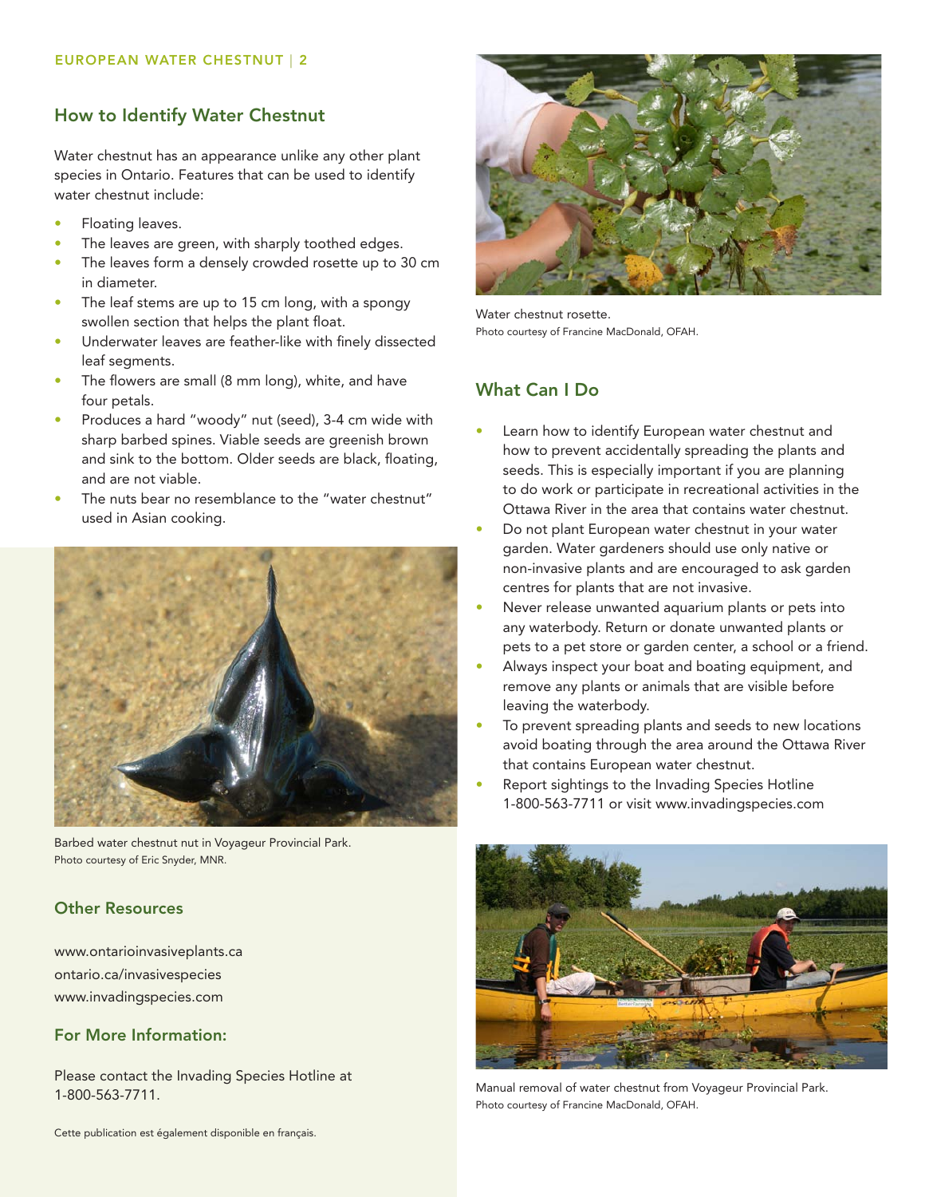## How to Identify Water Chestnut

Water chestnut has an appearance unlike any other plant species in Ontario. Features that can be used to identify water chestnut include:

- Floating leaves.
- The leaves are green, with sharply toothed edges.
- The leaves form a densely crowded rosette up to 30 cm in diameter.
- The leaf stems are up to 15 cm long, with a spongy swollen section that helps the plant float.
- Underwater leaves are feather-like with finely dissected leaf segments.
- The flowers are small (8 mm long), white, and have four petals.
- Produces a hard "woody" nut (seed), 3-4 cm wide with sharp barbed spines. Viable seeds are greenish brown and sink to the bottom. Older seeds are black, floating, and are not viable.
- The nuts bear no resemblance to the "water chestnut" used in Asian cooking.

Barbed water chestnut nut in Voyageur Provincial Park.
Photo courtesy of Eric Snyder, MNR.

## Other Resources

www.ontarioinvasiveplants.ca
ontario.ca/invasivespecies
www.invadingspecies.com

## For More Information:

Please contact the Invading Species Hotline at 1-800-563-7711.

Cette publication est également disponible en français.

Water chestnut rosette.
Photo courtesy of Francine MacDonald, OFAH.

## What Can I Do

- Learn how to identify European water chestnut and how to prevent accidentally spreading the plants and seeds. This is especially important if you are planning to do work or participate in recreational activities in the Ottawa River in the area that contains water chestnut.
- Do not plant European water chestnut in your water garden. Water gardeners should use only native or non-invasive plants and are encouraged to ask garden centres for plants that are not invasive.
- Never release unwanted aquarium plants or pets into any waterbody. Return or donate unwanted plants or pets to a pet store or garden center, a school or a friend.
- Always inspect your boat and boating equipment, and remove any plants or animals that are visible before leaving the waterbody.
- To prevent spreading plants and seeds to new locations avoid boating through the area around the Ottawa River that contains European water chestnut.
- Report sightings to the Invading Species Hotline 1-800-563-7711 or visit www.invadingspecies.com

Manual removal of water chestnut from Voyageur Provincial Park.
Photo courtesy of Francine MacDonald, OFAH.